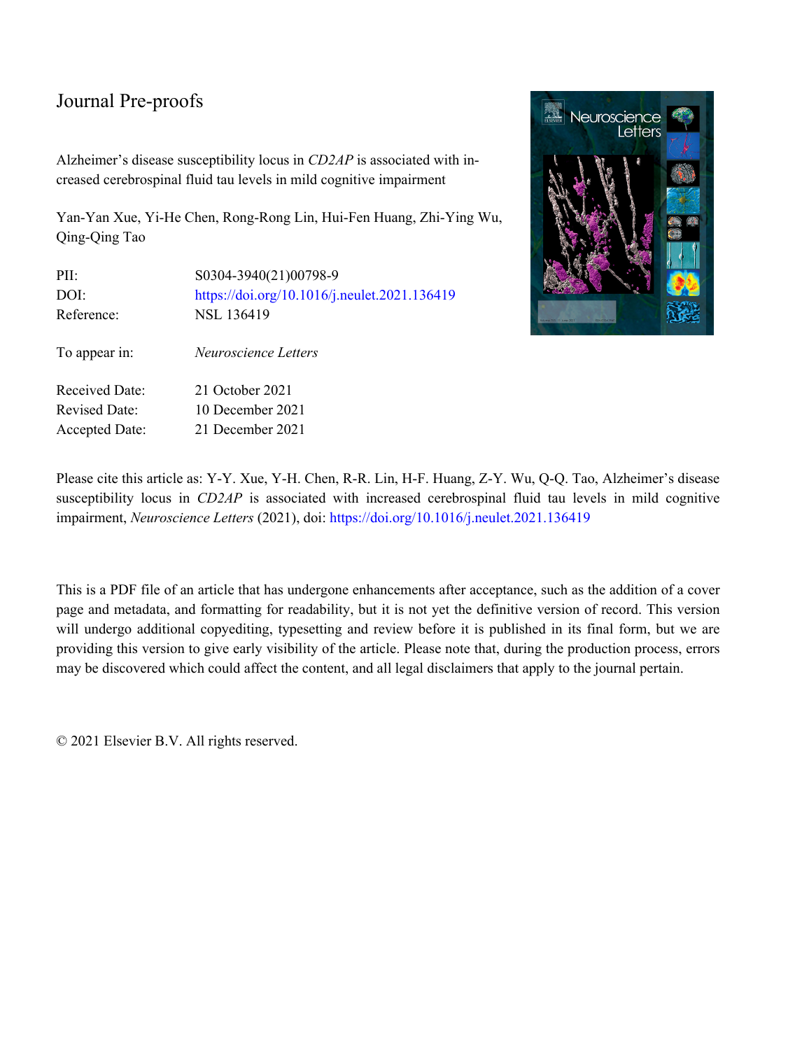Journal Pre-proofs

Alzheimer's disease susceptibility locus in *CD2AP* is associated with increased cerebrospinal fluid tau levels in mild cognitive impairment

Yan-Yan Xue, Yi-He Chen, Rong-Rong Lin, Hui-Fen Huang, Zhi-Ying Wu, Qing-Qing Tao

| | |
|---|---|
| PII: | S0304-3940(21)00798-9 |
| DOI: | https://doi.org/10.1016/j.neulet.2021.136419 |
| Reference: | NSL 136419 |
| To appear in: | *Neuroscience Letters* |
| Received Date: | 21 October 2021 |
| Revised Date: | 10 December 2021 |
| Accepted Date: | 21 December 2021 |

Please cite this article as: Y-Y. Xue, Y-H. Chen, R-R. Lin, H-F. Huang, Z-Y. Wu, Q-Q. Tao, Alzheimer's disease susceptibility locus in *CD2AP* is associated with increased cerebrospinal fluid tau levels in mild cognitive impairment, *Neuroscience Letters* (2021), doi: https://doi.org/10.1016/j.neulet.2021.136419

This is a PDF file of an article that has undergone enhancements after acceptance, such as the addition of a cover page and metadata, and formatting for readability, but it is not yet the definitive version of record. This version will undergo additional copyediting, typesetting and review before it is published in its final form, but we are providing this version to give early visibility of the article. Please note that, during the production process, errors may be discovered which could affect the content, and all legal disclaimers that apply to the journal pertain.

© 2021 Elsevier B.V. All rights reserved.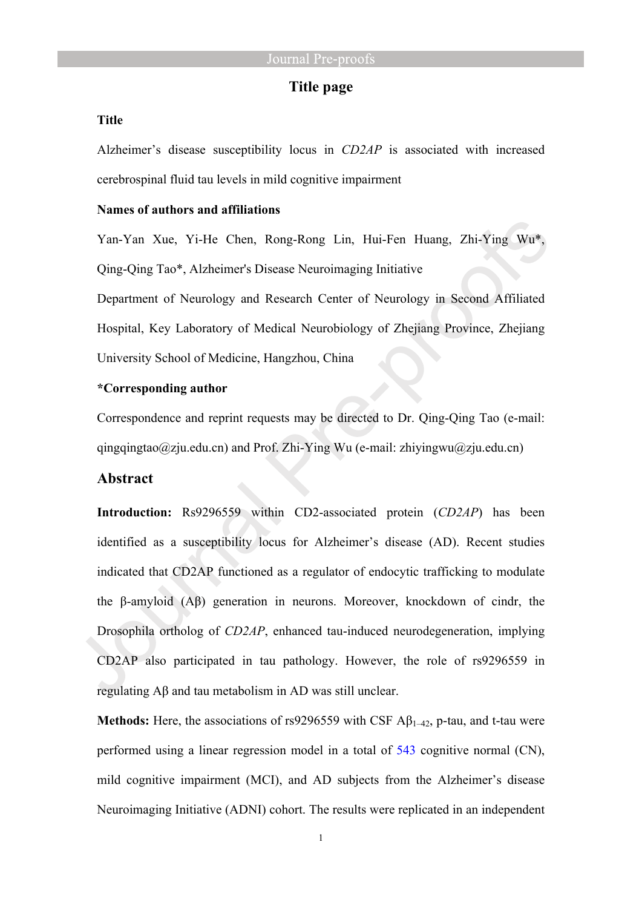# Title page

**Title**

Alzheimer's disease susceptibility locus in *CD2AP* is associated with increased cerebrospinal fluid tau levels in mild cognitive impairment

**Names of authors and affiliations**

Yan-Yan Xue, Yi-He Chen, Rong-Rong Lin, Hui-Fen Huang, Zhi-Ying Wu*, Qing-Qing Tao*, Alzheimer's Disease Neuroimaging Initiative

Department of Neurology and Research Center of Neurology in Second Affiliated Hospital, Key Laboratory of Medical Neurobiology of Zhejiang Province, Zhejiang University School of Medicine, Hangzhou, China

**\*Corresponding author**

Correspondence and reprint requests may be directed to Dr. Qing-Qing Tao (e-mail: qingqingtao@zju.edu.cn) and Prof. Zhi-Ying Wu (e-mail: zhiyingwu@zju.edu.cn)

## Abstract

**Introduction:** Rs9296559 within CD2-associated protein (*CD2AP*) has been identified as a susceptibility locus for Alzheimer's disease (AD). Recent studies indicated that CD2AP functioned as a regulator of endocytic trafficking to modulate the β-amyloid (Aβ) generation in neurons. Moreover, knockdown of cindr, the Drosophila ortholog of *CD2AP*, enhanced tau-induced neurodegeneration, implying CD2AP also participated in tau pathology. However, the role of rs9296559 in regulating Aβ and tau metabolism in AD was still unclear.

**Methods:** Here, the associations of rs9296559 with CSF $A\beta_{1-42}$, p-tau, and t-tau were performed using a linear regression model in a total of 543 cognitive normal (CN), mild cognitive impairment (MCI), and AD subjects from the Alzheimer's disease Neuroimaging Initiative (ADNI) cohort. The results were replicated in an independent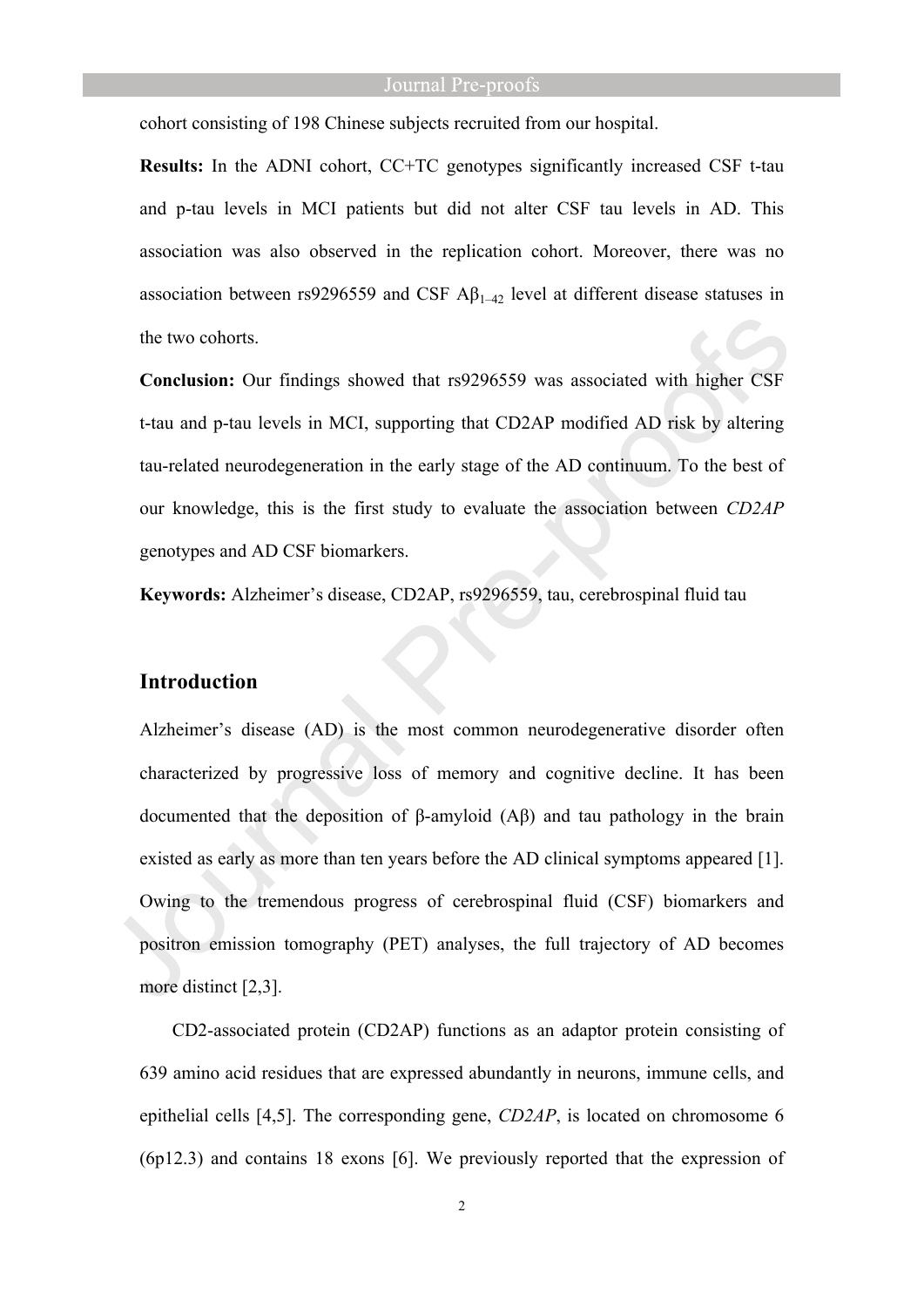cohort consisting of 198 Chinese subjects recruited from our hospital.

**Results:** In the ADNI cohort, CC+TC genotypes significantly increased CSF t-tau and p-tau levels in MCI patients but did not alter CSF tau levels in AD. This association was also observed in the replication cohort. Moreover, there was no association between rs9296559 and CSF $A\beta_{1-42}$ level at different disease statuses in the two cohorts.

**Conclusion:** Our findings showed that rs9296559 was associated with higher CSF t-tau and p-tau levels in MCI, supporting that CD2AP modified AD risk by altering tau-related neurodegeneration in the early stage of the AD continuum. To the best of our knowledge, this is the first study to evaluate the association between *CD2AP* genotypes and AD CSF biomarkers.

**Keywords:** Alzheimer's disease, CD2AP, rs9296559, tau, cerebrospinal fluid tau

## Introduction

Alzheimer's disease (AD) is the most common neurodegenerative disorder often characterized by progressive loss of memory and cognitive decline. It has been documented that the deposition of β-amyloid (Aβ) and tau pathology in the brain existed as early as more than ten years before the AD clinical symptoms appeared [1]. Owing to the tremendous progress of cerebrospinal fluid (CSF) biomarkers and positron emission tomography (PET) analyses, the full trajectory of AD becomes more distinct [2,3].

CD2-associated protein (CD2AP) functions as an adaptor protein consisting of 639 amino acid residues that are expressed abundantly in neurons, immune cells, and epithelial cells [4,5]. The corresponding gene, *CD2AP*, is located on chromosome 6 (6p12.3) and contains 18 exons [6]. We previously reported that the expression of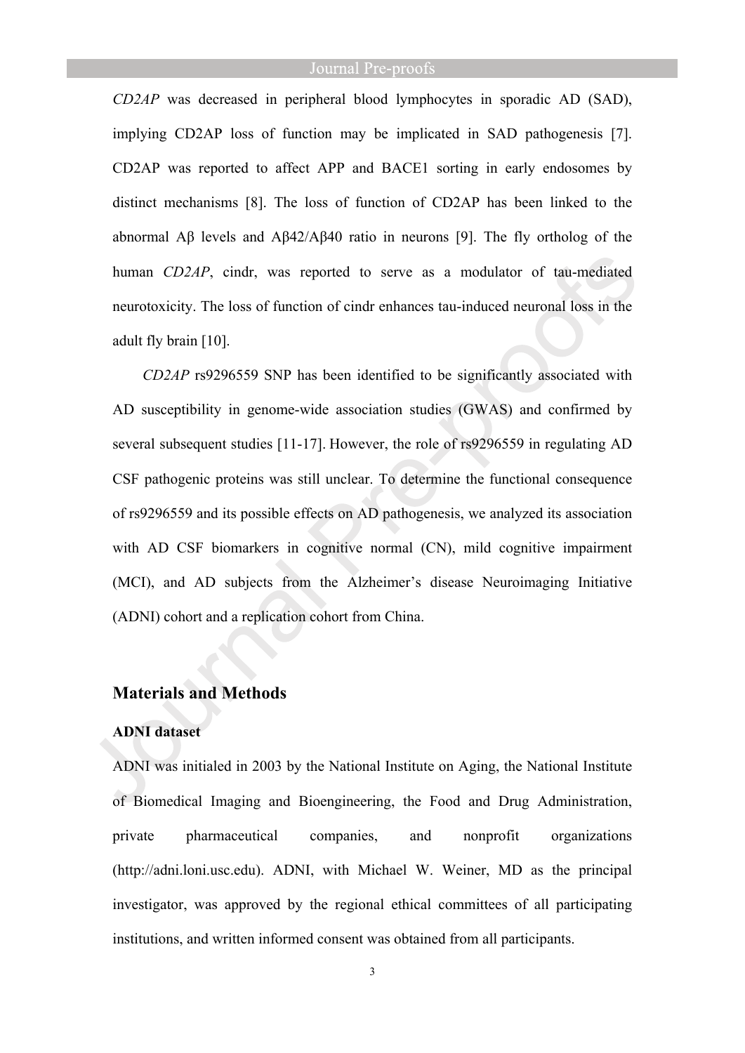*CD2AP* was decreased in peripheral blood lymphocytes in sporadic AD (SAD), implying CD2AP loss of function may be implicated in SAD pathogenesis [7]. CD2AP was reported to affect APP and BACE1 sorting in early endosomes by distinct mechanisms [8]. The loss of function of CD2AP has been linked to the abnormal Aβ levels and Aβ42/Aβ40 ratio in neurons [9]. The fly ortholog of the human *CD2AP*, cindr, was reported to serve as a modulator of tau-mediated neurotoxicity. The loss of function of cindr enhances tau-induced neuronal loss in the adult fly brain [10].

*CD2AP* rs9296559 SNP has been identified to be significantly associated with AD susceptibility in genome-wide association studies (GWAS) and confirmed by several subsequent studies [11-17]. However, the role of rs9296559 in regulating AD CSF pathogenic proteins was still unclear. To determine the functional consequence of rs9296559 and its possible effects on AD pathogenesis, we analyzed its association with AD CSF biomarkers in cognitive normal (CN), mild cognitive impairment (MCI), and AD subjects from the Alzheimer's disease Neuroimaging Initiative (ADNI) cohort and a replication cohort from China.

## Materials and Methods

### ADNI dataset

ADNI was initialed in 2003 by the National Institute on Aging, the National Institute of Biomedical Imaging and Bioengineering, the Food and Drug Administration, private pharmaceutical companies, and nonprofit organizations (http://adni.loni.usc.edu). ADNI, with Michael W. Weiner, MD as the principal investigator, was approved by the regional ethical committees of all participating institutions, and written informed consent was obtained from all participants.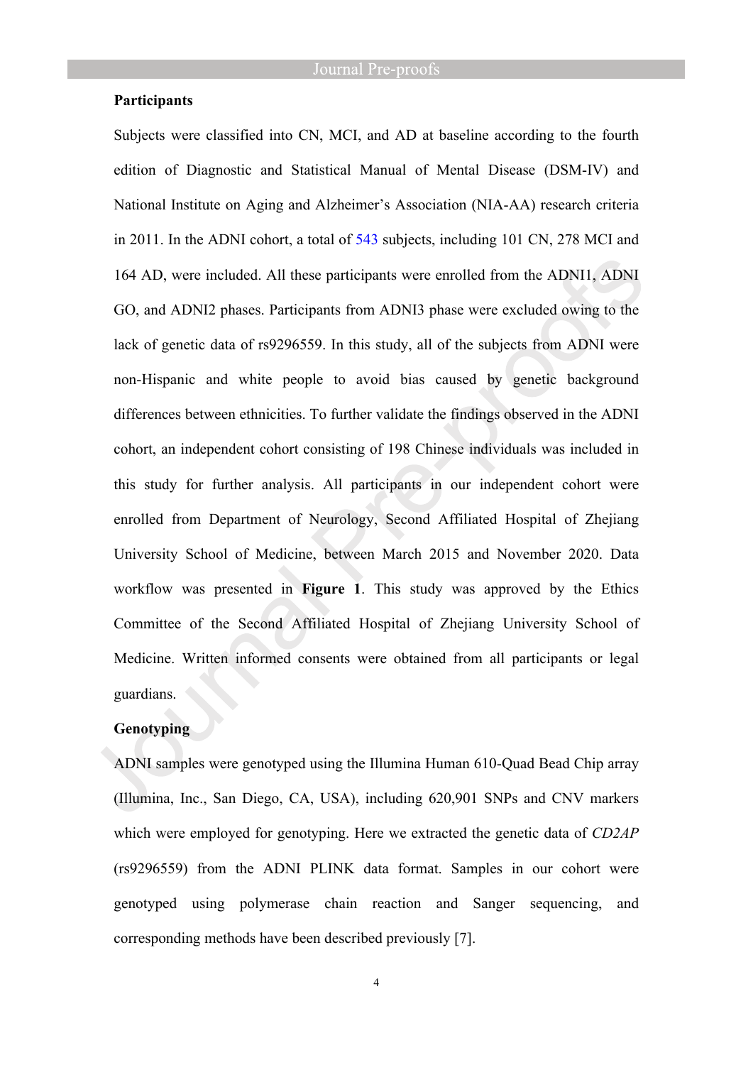**Participants**

Subjects were classified into CN, MCI, and AD at baseline according to the fourth edition of Diagnostic and Statistical Manual of Mental Disease (DSM-IV) and National Institute on Aging and Alzheimer's Association (NIA-AA) research criteria in 2011. In the ADNI cohort, a total of 543 subjects, including 101 CN, 278 MCI and 164 AD, were included. All these participants were enrolled from the ADNI1, ADNI GO, and ADNI2 phases. Participants from ADNI3 phase were excluded owing to the lack of genetic data of rs9296559. In this study, all of the subjects from ADNI were non-Hispanic and white people to avoid bias caused by genetic background differences between ethnicities. To further validate the findings observed in the ADNI cohort, an independent cohort consisting of 198 Chinese individuals was included in this study for further analysis. All participants in our independent cohort were enrolled from Department of Neurology, Second Affiliated Hospital of Zhejiang University School of Medicine, between March 2015 and November 2020. Data workflow was presented in **Figure 1**. This study was approved by the Ethics Committee of the Second Affiliated Hospital of Zhejiang University School of Medicine. Written informed consents were obtained from all participants or legal guardians.

**Genotyping**

ADNI samples were genotyped using the Illumina Human 610-Quad Bead Chip array (Illumina, Inc., San Diego, CA, USA), including 620,901 SNPs and CNV markers which were employed for genotyping. Here we extracted the genetic data of *CD2AP* (rs9296559) from the ADNI PLINK data format. Samples in our cohort were genotyped using polymerase chain reaction and Sanger sequencing, and corresponding methods have been described previously [7].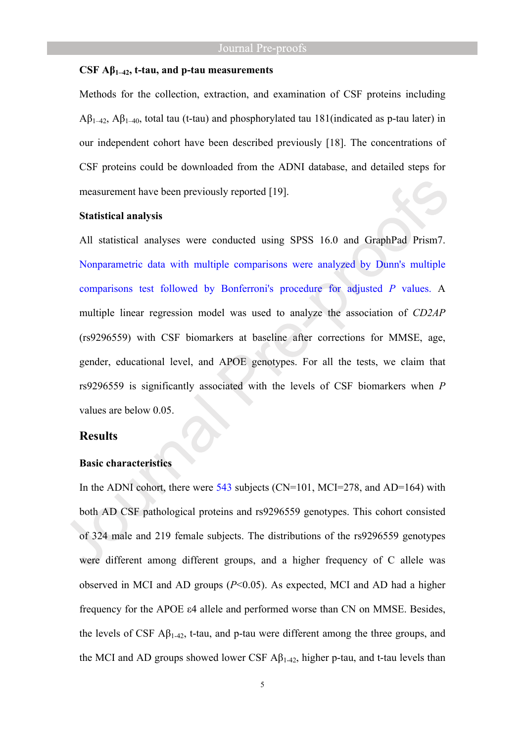**CSF $A\beta_{1\text{–}42}$, t-tau, and p-tau measurements**

Methods for the collection, extraction, and examination of CSF proteins including $A\beta_{1\text{–}42}$, $A\beta_{1\text{–}40}$, total tau (t-tau) and phosphorylated tau 181(indicated as p-tau later) in our independent cohort have been described previously [18]. The concentrations of CSF proteins could be downloaded from the ADNI database, and detailed steps for measurement have been previously reported [19].

**Statistical analysis**

All statistical analyses were conducted using SPSS 16.0 and GraphPad Prism7. Nonparametric data with multiple comparisons were analyzed by Dunn's multiple comparisons test followed by Bonferroni's procedure for adjusted *P* values. A multiple linear regression model was used to analyze the association of *CD2AP* (rs9296559) with CSF biomarkers at baseline after corrections for MMSE, age, gender, educational level, and APOE genotypes. For all the tests, we claim that rs9296559 is significantly associated with the levels of CSF biomarkers when *P* values are below 0.05.

## Results

**Basic characteristics**

In the ADNI cohort, there were 543 subjects (CN=101, MCI=278, and AD=164) with both AD CSF pathological proteins and rs9296559 genotypes. This cohort consisted of 324 male and 219 female subjects. The distributions of the rs9296559 genotypes were different among different groups, and a higher frequency of C allele was observed in MCI and AD groups ($P$<0.05). As expected, MCI and AD had a higher frequency for the APOE ε4 allele and performed worse than CN on MMSE. Besides, the levels of CSF $A\beta_{1\text{-}42}$, t-tau, and p-tau were different among the three groups, and the MCI and AD groups showed lower CSF $A\beta_{1\text{-}42}$, higher p-tau, and t-tau levels than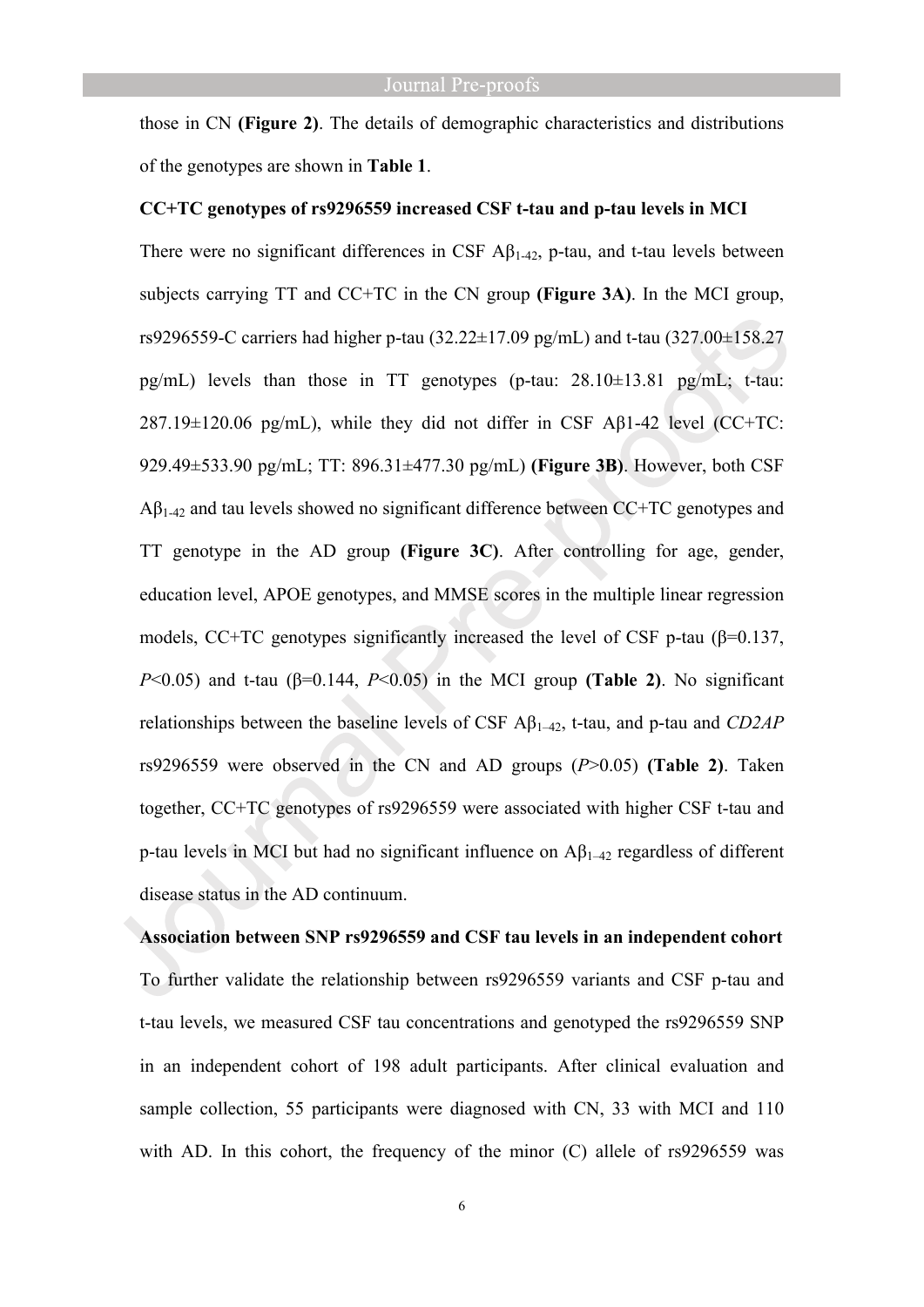those in CN **(Figure 2)**. The details of demographic characteristics and distributions of the genotypes are shown in **Table 1**.

**CC+TC genotypes of rs9296559 increased CSF t-tau and p-tau levels in MCI**

There were no significant differences in CSF $A\beta_{1\text{-}42}$, p-tau, and t-tau levels between subjects carrying TT and CC+TC in the CN group **(Figure 3A)**. In the MCI group, rs9296559-C carriers had higher p-tau (32.22±17.09 pg/mL) and t-tau (327.00±158.27 pg/mL) levels than those in TT genotypes (p-tau: 28.10±13.81 pg/mL; t-tau: 287.19±120.06 pg/mL), while they did not differ in CSF Aβ1-42 level (CC+TC: 929.49±533.90 pg/mL; TT: 896.31±477.30 pg/mL) **(Figure 3B)**. However, both CSF $A\beta_{1\text{-}42}$ and tau levels showed no significant difference between CC+TC genotypes and TT genotype in the AD group **(Figure 3C)**. After controlling for age, gender, education level, APOE genotypes, and MMSE scores in the multiple linear regression models, CC+TC genotypes significantly increased the level of CSF p-tau ($\beta$=0.137, $P$<0.05) and t-tau ($\beta$=0.144, $P$<0.05) in the MCI group **(Table 2)**. No significant relationships between the baseline levels of CSF $A\beta_{1\text{–}42}$, t-tau, and p-tau and *CD2AP* rs9296559 were observed in the CN and AD groups ($P$>0.05) **(Table 2)**. Taken together, CC+TC genotypes of rs9296559 were associated with higher CSF t-tau and p-tau levels in MCI but had no significant influence on $A\beta_{1\text{–}42}$ regardless of different disease status in the AD continuum.

**Association between SNP rs9296559 and CSF tau levels in an independent cohort**

To further validate the relationship between rs9296559 variants and CSF p-tau and t-tau levels, we measured CSF tau concentrations and genotyped the rs9296559 SNP in an independent cohort of 198 adult participants. After clinical evaluation and sample collection, 55 participants were diagnosed with CN, 33 with MCI and 110 with AD. In this cohort, the frequency of the minor (C) allele of rs9296559 was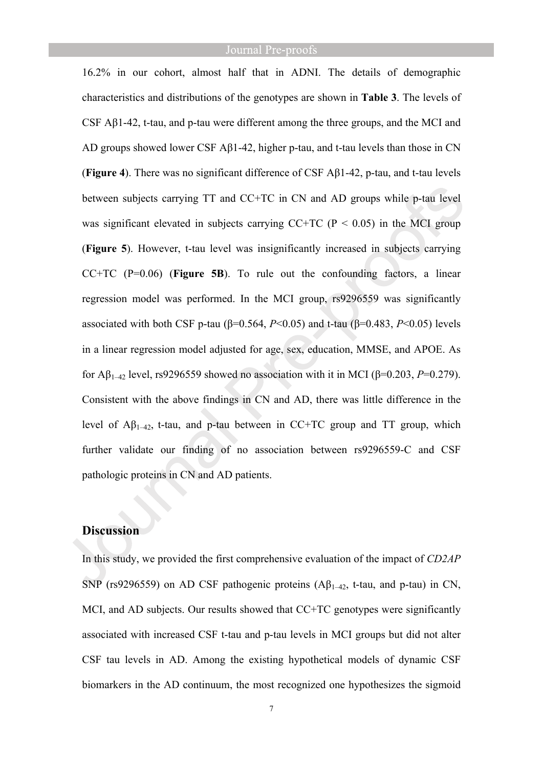16.2% in our cohort, almost half that in ADNI. The details of demographic characteristics and distributions of the genotypes are shown in **Table 3**. The levels of CSF Aβ1-42, t-tau, and p-tau were different among the three groups, and the MCI and AD groups showed lower CSF Aβ1-42, higher p-tau, and t-tau levels than those in CN (**Figure 4**). There was no significant difference of CSF Aβ1-42, p-tau, and t-tau levels between subjects carrying TT and CC+TC in CN and AD groups while p-tau level was significant elevated in subjects carrying CC+TC ($P < 0.05$) in the MCI group (**Figure 5**). However, t-tau level was insignificantly increased in subjects carrying CC+TC (P=0.06) (**Figure 5B**). To rule out the confounding factors, a linear regression model was performed. In the MCI group, rs9296559 was significantly associated with both CSF p-tau (β=0.564, $P$<0.05) and t-tau (β=0.483, $P$<0.05) levels in a linear regression model adjusted for age, sex, education, MMSE, and APOE. As for $A\beta_{1-42}$ level, rs9296559 showed no association with it in MCI (β=0.203, $P$=0.279). Consistent with the above findings in CN and AD, there was little difference in the level of $A\beta_{1-42}$, t-tau, and p-tau between in CC+TC group and TT group, which further validate our finding of no association between rs9296559-C and CSF pathologic proteins in CN and AD patients.

## Discussion

In this study, we provided the first comprehensive evaluation of the impact of *CD2AP* SNP (rs9296559) on AD CSF pathogenic proteins ($A\beta_{1-42}$, t-tau, and p-tau) in CN, MCI, and AD subjects. Our results showed that CC+TC genotypes were significantly associated with increased CSF t-tau and p-tau levels in MCI groups but did not alter CSF tau levels in AD. Among the existing hypothetical models of dynamic CSF biomarkers in the AD continuum, the most recognized one hypothesizes the sigmoid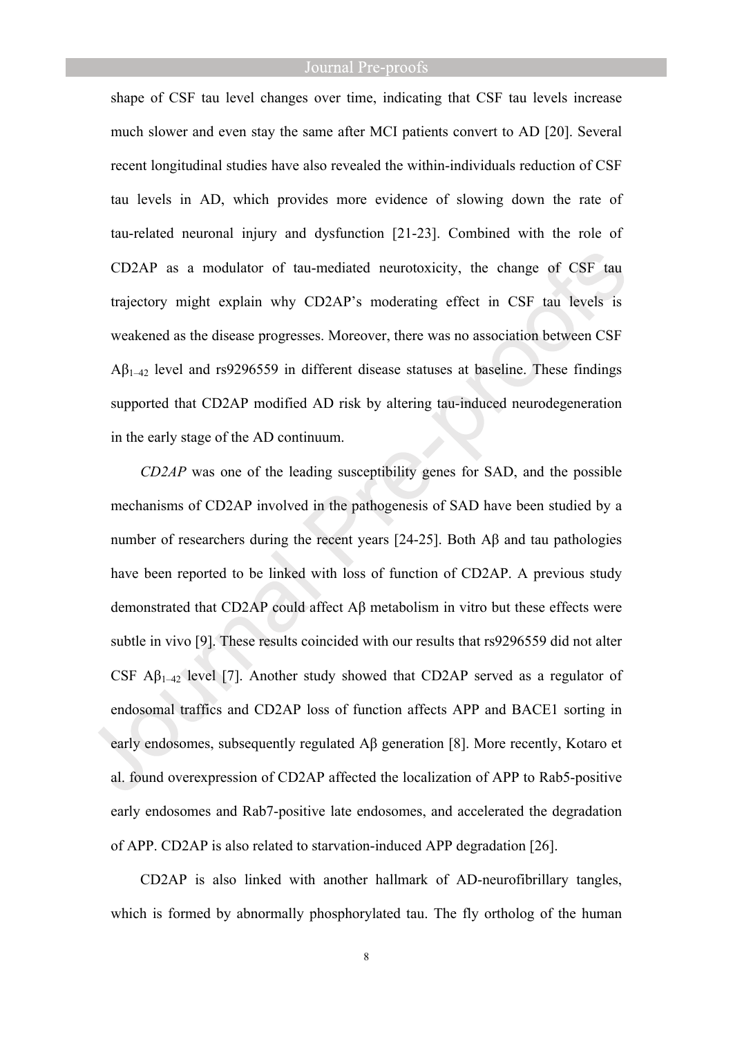shape of CSF tau level changes over time, indicating that CSF tau levels increase much slower and even stay the same after MCI patients convert to AD [20]. Several recent longitudinal studies have also revealed the within-individuals reduction of CSF tau levels in AD, which provides more evidence of slowing down the rate of tau-related neuronal injury and dysfunction [21-23]. Combined with the role of CD2AP as a modulator of tau-mediated neurotoxicity, the change of CSF tau trajectory might explain why CD2AP's moderating effect in CSF tau levels is weakened as the disease progresses. Moreover, there was no association between CSF $A\beta_{1-42}$ level and rs9296559 in different disease statuses at baseline. These findings supported that CD2AP modified AD risk by altering tau-induced neurodegeneration in the early stage of the AD continuum.

*CD2AP* was one of the leading susceptibility genes for SAD, and the possible mechanisms of CD2AP involved in the pathogenesis of SAD have been studied by a number of researchers during the recent years [24-25]. Both Aβ and tau pathologies have been reported to be linked with loss of function of CD2AP. A previous study demonstrated that CD2AP could affect Aβ metabolism in vitro but these effects were subtle in vivo [9]. These results coincided with our results that rs9296559 did not alter CSF $A\beta_{1-42}$ level [7]. Another study showed that CD2AP served as a regulator of endosomal traffics and CD2AP loss of function affects APP and BACE1 sorting in early endosomes, subsequently regulated Aβ generation [8]. More recently, Kotaro et al. found overexpression of CD2AP affected the localization of APP to Rab5-positive early endosomes and Rab7-positive late endosomes, and accelerated the degradation of APP. CD2AP is also related to starvation-induced APP degradation [26].

CD2AP is also linked with another hallmark of AD-neurofibrillary tangles, which is formed by abnormally phosphorylated tau. The fly ortholog of the human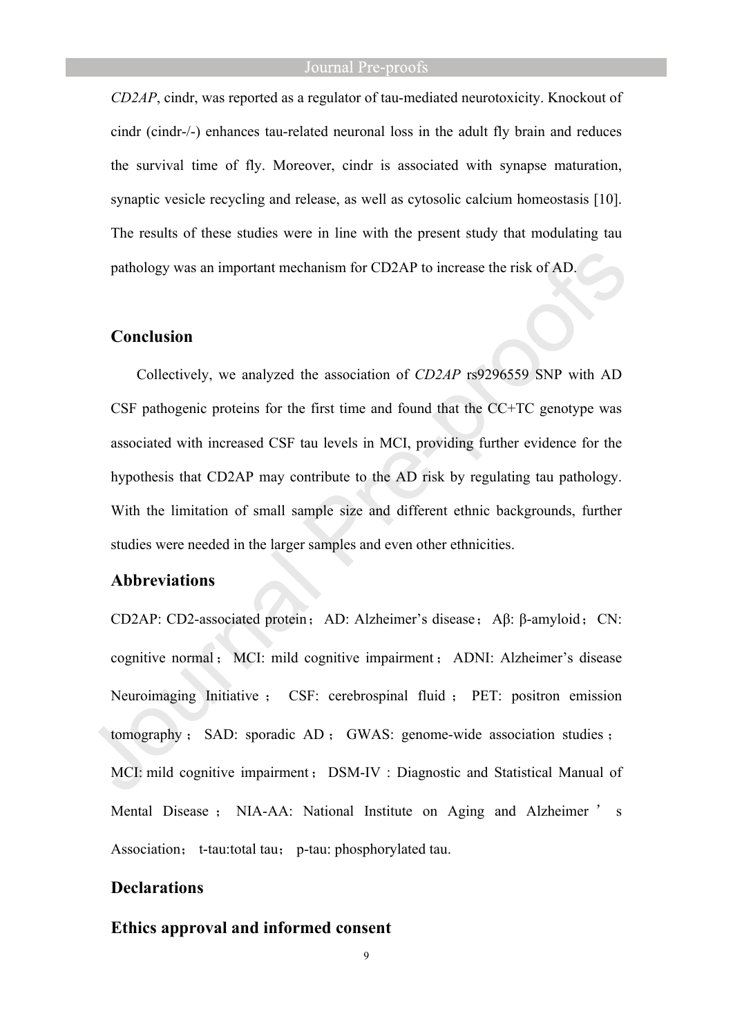*CD2AP*, cindr, was reported as a regulator of tau-mediated neurotoxicity. Knockout of cindr (cindr-/-) enhances tau-related neuronal loss in the adult fly brain and reduces the survival time of fly. Moreover, cindr is associated with synapse maturation, synaptic vesicle recycling and release, as well as cytosolic calcium homeostasis [10]. The results of these studies were in line with the present study that modulating tau pathology was an important mechanism for CD2AP to increase the risk of AD.

## Conclusion

Collectively, we analyzed the association of *CD2AP* rs9296559 SNP with AD CSF pathogenic proteins for the first time and found that the CC+TC genotype was associated with increased CSF tau levels in MCI, providing further evidence for the hypothesis that CD2AP may contribute to the AD risk by regulating tau pathology. With the limitation of small sample size and different ethnic backgrounds, further studies were needed in the larger samples and even other ethnicities.

## Abbreviations

CD2AP: CD2-associated protein； AD: Alzheimer's disease；Aβ: β-amyloid；CN: cognitive normal； MCI: mild cognitive impairment； ADNI: Alzheimer's disease Neuroimaging Initiative ； CSF: cerebrospinal fluid ； PET: positron emission tomography ； SAD: sporadic AD ； GWAS: genome-wide association studies ； MCI: mild cognitive impairment； DSM-IV : Diagnostic and Statistical Manual of Mental Disease ； NIA-AA: National Institute on Aging and Alzheimer ' s Association； t-tau:total tau； p-tau: phosphorylated tau.

## Declarations

### Ethics approval and informed consent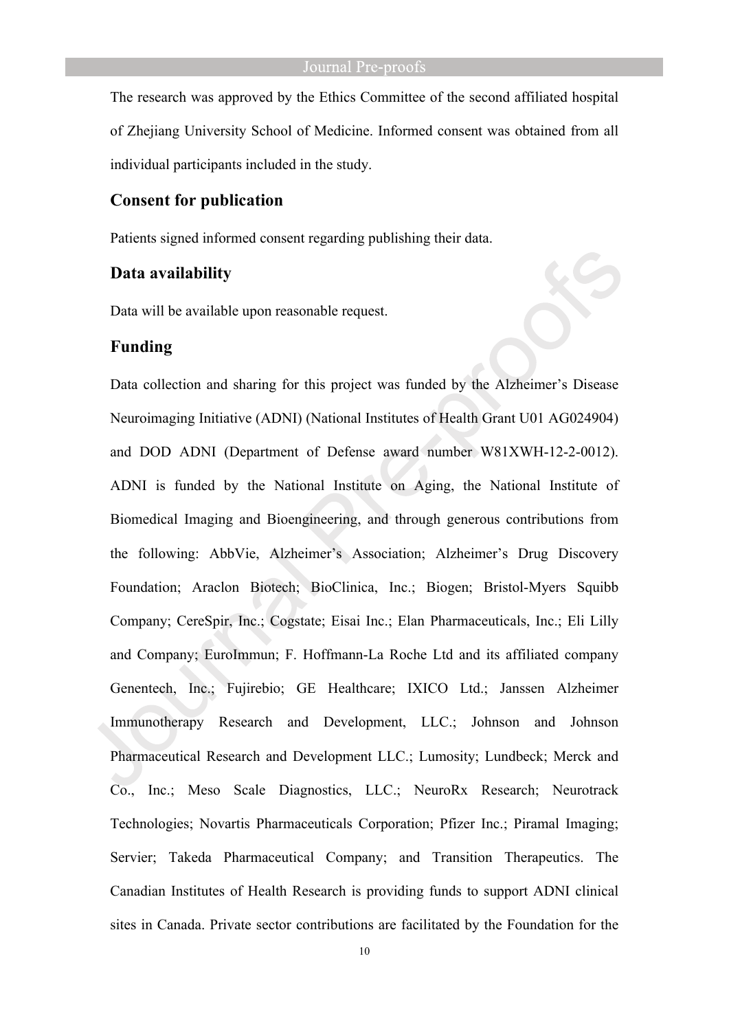The research was approved by the Ethics Committee of the second affiliated hospital of Zhejiang University School of Medicine. Informed consent was obtained from all individual participants included in the study.

## Consent for publication

Patients signed informed consent regarding publishing their data.

## Data availability

Data will be available upon reasonable request.

## Funding

Data collection and sharing for this project was funded by the Alzheimer's Disease Neuroimaging Initiative (ADNI) (National Institutes of Health Grant U01 AG024904) and DOD ADNI (Department of Defense award number W81XWH-12-2-0012). ADNI is funded by the National Institute on Aging, the National Institute of Biomedical Imaging and Bioengineering, and through generous contributions from the following: AbbVie, Alzheimer's Association; Alzheimer's Drug Discovery Foundation; Araclon Biotech; BioClinica, Inc.; Biogen; Bristol-Myers Squibb Company; CereSpir, Inc.; Cogstate; Eisai Inc.; Elan Pharmaceuticals, Inc.; Eli Lilly and Company; EuroImmun; F. Hoffmann-La Roche Ltd and its affiliated company Genentech, Inc.; Fujirebio; GE Healthcare; IXICO Ltd.; Janssen Alzheimer Immunotherapy Research and Development, LLC.; Johnson and Johnson Pharmaceutical Research and Development LLC.; Lumosity; Lundbeck; Merck and Co., Inc.; Meso Scale Diagnostics, LLC.; NeuroRx Research; Neurotrack Technologies; Novartis Pharmaceuticals Corporation; Pfizer Inc.; Piramal Imaging; Servier; Takeda Pharmaceutical Company; and Transition Therapeutics. The Canadian Institutes of Health Research is providing funds to support ADNI clinical sites in Canada. Private sector contributions are facilitated by the Foundation for the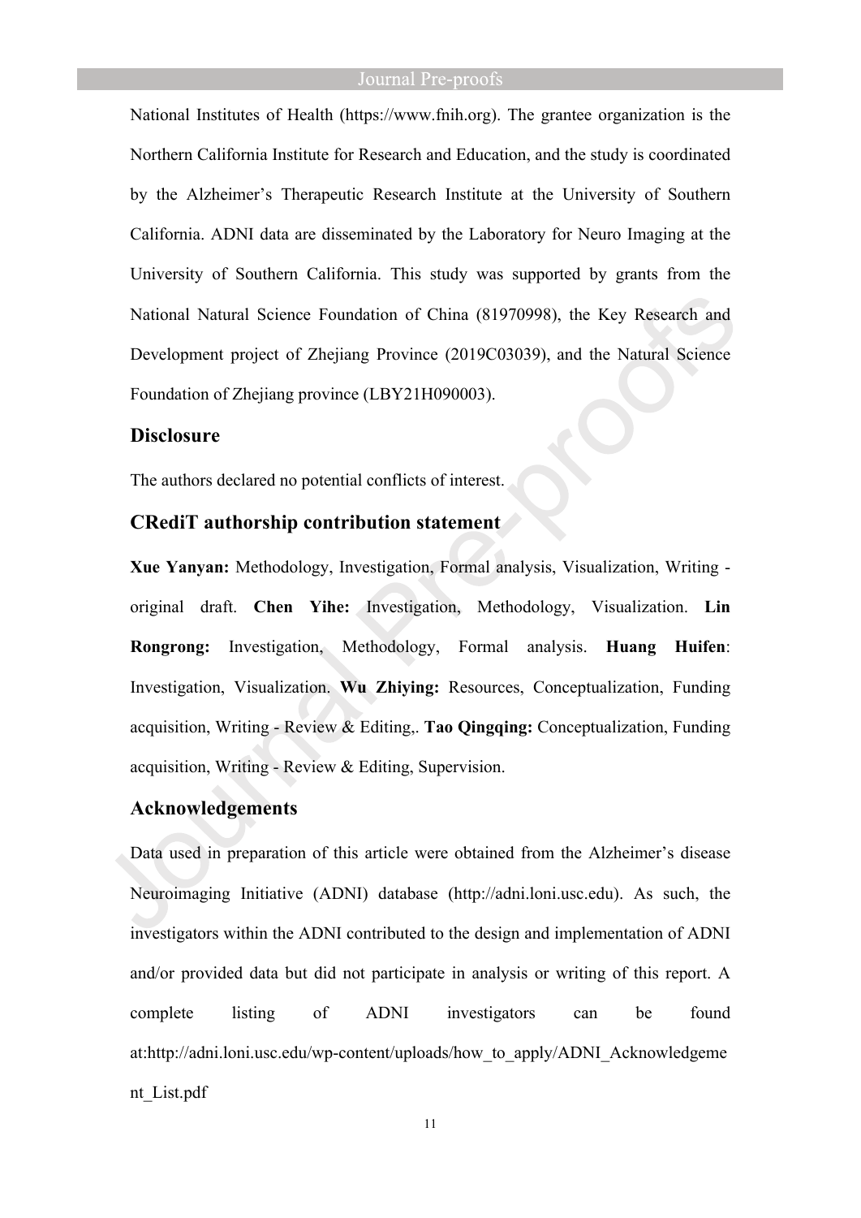National Institutes of Health (https://www.fnih.org). The grantee organization is the Northern California Institute for Research and Education, and the study is coordinated by the Alzheimer's Therapeutic Research Institute at the University of Southern California. ADNI data are disseminated by the Laboratory for Neuro Imaging at the University of Southern California. This study was supported by grants from the National Natural Science Foundation of China (81970998), the Key Research and Development project of Zhejiang Province (2019C03039), and the Natural Science Foundation of Zhejiang province (LBY21H090003).

## Disclosure

The authors declared no potential conflicts of interest.

## CRediT authorship contribution statement

**Xue Yanyan:** Methodology, Investigation, Formal analysis, Visualization, Writing - original draft. **Chen Yihe:** Investigation, Methodology, Visualization. **Lin Rongrong:** Investigation, Methodology, Formal analysis. **Huang Huifen**: Investigation, Visualization. **Wu Zhiying:** Resources, Conceptualization, Funding acquisition, Writing - Review & Editing,. **Tao Qingqing:** Conceptualization, Funding acquisition, Writing - Review & Editing, Supervision.

## Acknowledgements

Data used in preparation of this article were obtained from the Alzheimer's disease Neuroimaging Initiative (ADNI) database (http://adni.loni.usc.edu). As such, the investigators within the ADNI contributed to the design and implementation of ADNI and/or provided data but did not participate in analysis or writing of this report. A complete listing of ADNI investigators can be found at:http://adni.loni.usc.edu/wp-content/uploads/how_to_apply/ADNI_Acknowledgement_List.pdf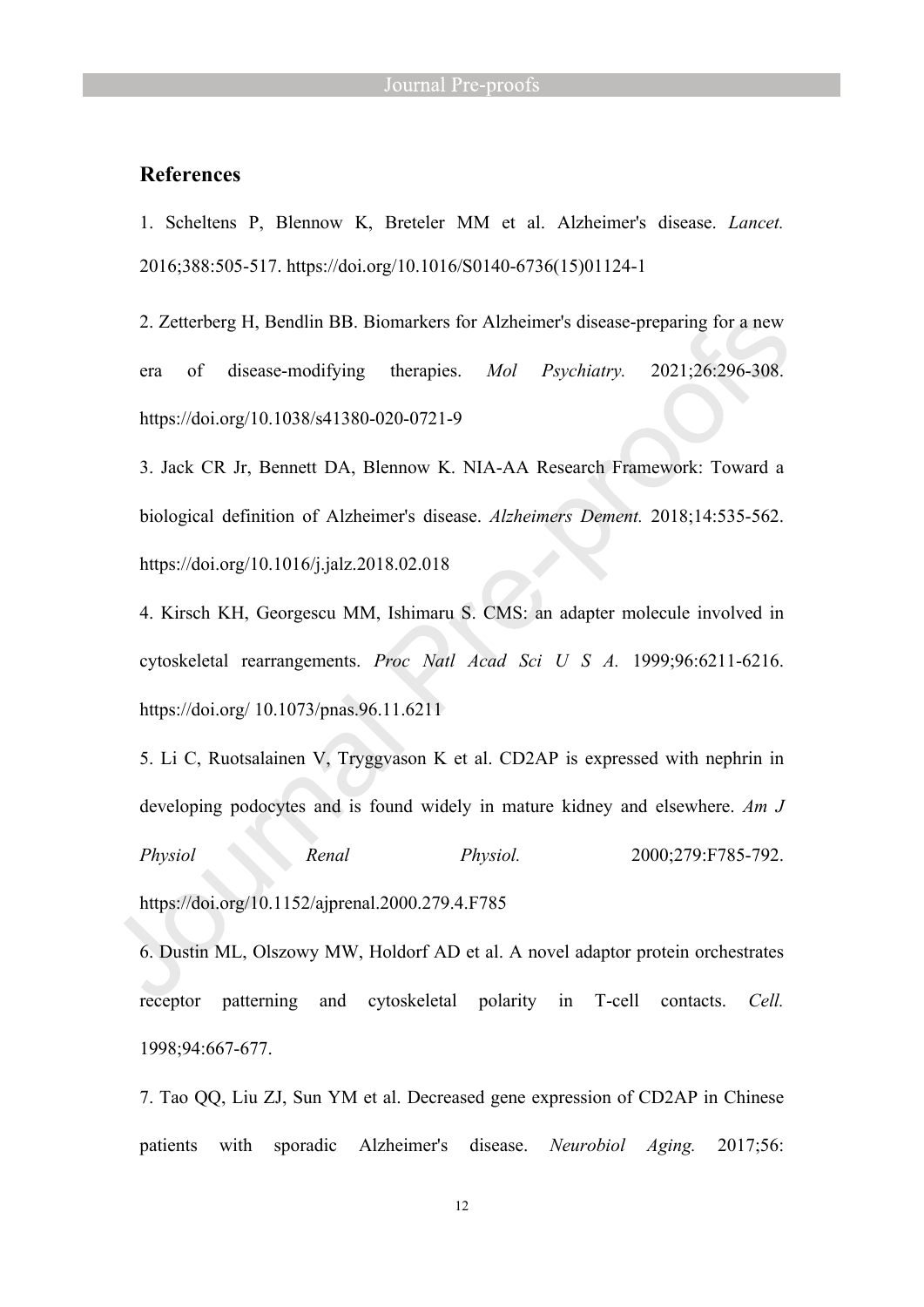## References

1. Scheltens P, Blennow K, Breteler MM et al. Alzheimer's disease. *Lancet.* 2016;388:505-517. https://doi.org/10.1016/S0140-6736(15)01124-1

2. Zetterberg H, Bendlin BB. Biomarkers for Alzheimer's disease-preparing for a new era of disease-modifying therapies. *Mol Psychiatry.* 2021;26:296-308. https://doi.org/10.1038/s41380-020-0721-9

3. Jack CR Jr, Bennett DA, Blennow K. NIA-AA Research Framework: Toward a biological definition of Alzheimer's disease. *Alzheimers Dement.* 2018;14:535-562. https://doi.org/10.1016/j.jalz.2018.02.018

4. Kirsch KH, Georgescu MM, Ishimaru S. CMS: an adapter molecule involved in cytoskeletal rearrangements. *Proc Natl Acad Sci U S A.* 1999;96:6211-6216. https://doi.org/ 10.1073/pnas.96.11.6211

5. Li C, Ruotsalainen V, Tryggvason K et al. CD2AP is expressed with nephrin in developing podocytes and is found widely in mature kidney and elsewhere. *Am J Physiol Renal Physiol.* 2000;279:F785-792. https://doi.org/10.1152/ajprenal.2000.279.4.F785

6. Dustin ML, Olszowy MW, Holdorf AD et al. A novel adaptor protein orchestrates receptor patterning and cytoskeletal polarity in T-cell contacts. *Cell.* 1998;94:667-677.

7. Tao QQ, Liu ZJ, Sun YM et al. Decreased gene expression of CD2AP in Chinese patients with sporadic Alzheimer's disease. *Neurobiol Aging.* 2017;56: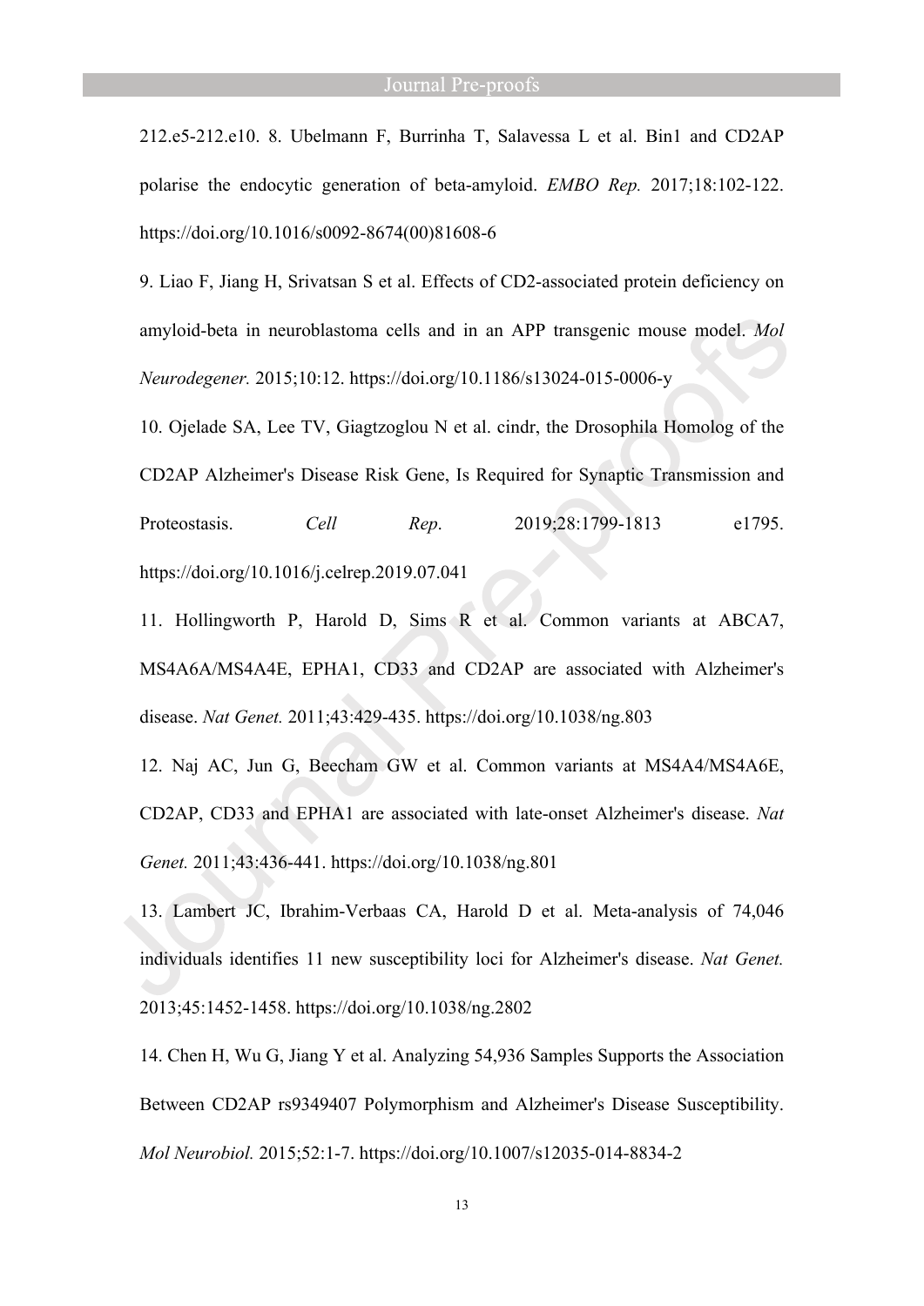212.e5-212.e10. 8. Ubelmann F, Burrinha T, Salavessa L et al. Bin1 and CD2AP polarise the endocytic generation of beta-amyloid. *EMBO Rep.* 2017;18:102-122. https://doi.org/10.1016/s0092-8674(00)81608-6

9. Liao F, Jiang H, Srivatsan S et al. Effects of CD2-associated protein deficiency on amyloid-beta in neuroblastoma cells and in an APP transgenic mouse model. *Mol Neurodegener.* 2015;10:12. https://doi.org/10.1186/s13024-015-0006-y

10. Ojelade SA, Lee TV, Giagtzoglou N et al. cindr, the Drosophila Homolog of the CD2AP Alzheimer's Disease Risk Gene, Is Required for Synaptic Transmission and Proteostasis. *Cell Rep*. 2019;28:1799-1813 e1795. https://doi.org/10.1016/j.celrep.2019.07.041

11. Hollingworth P, Harold D, Sims R et al. Common variants at ABCA7, MS4A6A/MS4A4E, EPHA1, CD33 and CD2AP are associated with Alzheimer's disease. *Nat Genet.* 2011;43:429-435. https://doi.org/10.1038/ng.803

12. Naj AC, Jun G, Beecham GW et al. Common variants at MS4A4/MS4A6E, CD2AP, CD33 and EPHA1 are associated with late-onset Alzheimer's disease. *Nat Genet.* 2011;43:436-441. https://doi.org/10.1038/ng.801

13. Lambert JC, Ibrahim-Verbaas CA, Harold D et al. Meta-analysis of 74,046 individuals identifies 11 new susceptibility loci for Alzheimer's disease. *Nat Genet.* 2013;45:1452-1458. https://doi.org/10.1038/ng.2802

14. Chen H, Wu G, Jiang Y et al. Analyzing 54,936 Samples Supports the Association Between CD2AP rs9349407 Polymorphism and Alzheimer's Disease Susceptibility. *Mol Neurobiol.* 2015;52:1-7. https://doi.org/10.1007/s12035-014-8834-2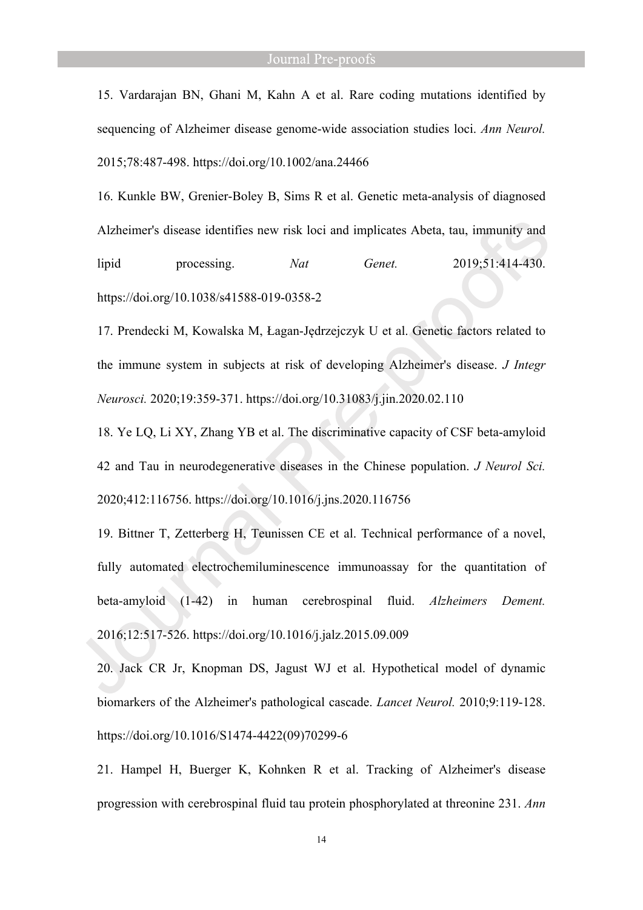15. Vardarajan BN, Ghani M, Kahn A et al. Rare coding mutations identified by sequencing of Alzheimer disease genome-wide association studies loci. *Ann Neurol.* 2015;78:487-498. https://doi.org/10.1002/ana.24466

16. Kunkle BW, Grenier-Boley B, Sims R et al. Genetic meta-analysis of diagnosed Alzheimer's disease identifies new risk loci and implicates Abeta, tau, immunity and lipid processing. *Nat Genet.* 2019;51:414-430. https://doi.org/10.1038/s41588-019-0358-2

17. Prendecki M, Kowalska M, Łagan-Jędrzejczyk U et al. Genetic factors related to the immune system in subjects at risk of developing Alzheimer's disease. *J Integr Neurosci.* 2020;19:359-371. https://doi.org/10.31083/j.jin.2020.02.110

18. Ye LQ, Li XY, Zhang YB et al. The discriminative capacity of CSF beta-amyloid 42 and Tau in neurodegenerative diseases in the Chinese population. *J Neurol Sci.* 2020;412:116756. https://doi.org/10.1016/j.jns.2020.116756

19. Bittner T, Zetterberg H, Teunissen CE et al. Technical performance of a novel, fully automated electrochemiluminescence immunoassay for the quantitation of beta-amyloid (1-42) in human cerebrospinal fluid. *Alzheimers Dement.* 2016;12:517-526. https://doi.org/10.1016/j.jalz.2015.09.009

20. Jack CR Jr, Knopman DS, Jagust WJ et al. Hypothetical model of dynamic biomarkers of the Alzheimer's pathological cascade. *Lancet Neurol.* 2010;9:119-128. https://doi.org/10.1016/S1474-4422(09)70299-6

21. Hampel H, Buerger K, Kohnken R et al. Tracking of Alzheimer's disease progression with cerebrospinal fluid tau protein phosphorylated at threonine 231. *Ann*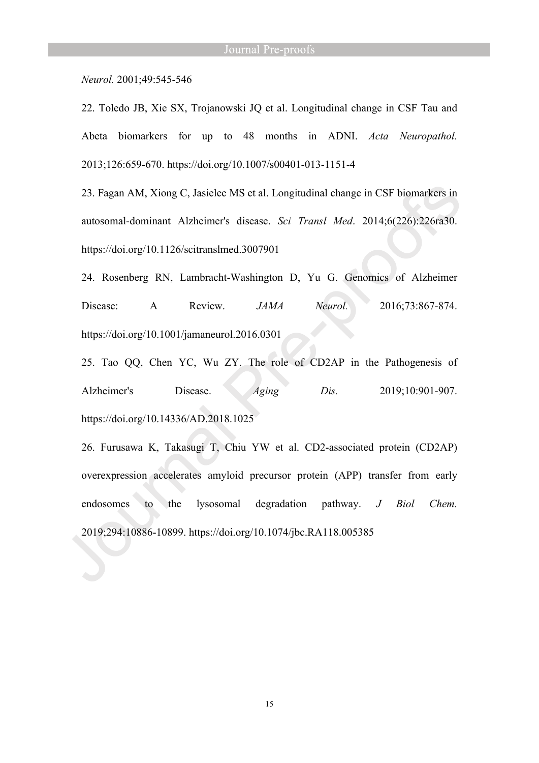*Neurol.* 2001;49:545-546

22. Toledo JB, Xie SX, Trojanowski JQ et al. Longitudinal change in CSF Tau and Abeta biomarkers for up to 48 months in ADNI. *Acta Neuropathol.* 2013;126:659-670. https://doi.org/10.1007/s00401-013-1151-4

23. Fagan AM, Xiong C, Jasielec MS et al. Longitudinal change in CSF biomarkers in autosomal-dominant Alzheimer's disease. *Sci Transl Med*. 2014;6(226):226ra30. https://doi.org/10.1126/scitranslmed.3007901

24. Rosenberg RN, Lambracht-Washington D, Yu G. Genomics of Alzheimer Disease: A Review. *JAMA Neurol.* 2016;73:867-874. https://doi.org/10.1001/jamaneurol.2016.0301

25. Tao QQ, Chen YC, Wu ZY. The role of CD2AP in the Pathogenesis of Alzheimer's Disease. *Aging Dis.* 2019;10:901-907. https://doi.org/10.14336/AD.2018.1025

26. Furusawa K, Takasugi T, Chiu YW et al. CD2-associated protein (CD2AP) overexpression accelerates amyloid precursor protein (APP) transfer from early endosomes to the lysosomal degradation pathway. *J Biol Chem.* 2019;294:10886-10899. https://doi.org/10.1074/jbc.RA118.005385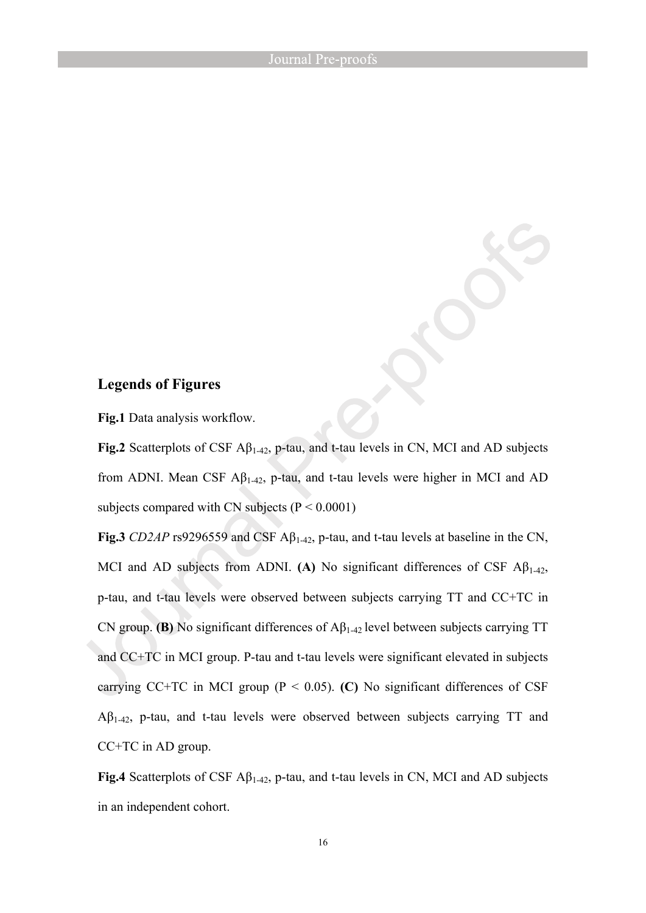## Legends of Figures

**Fig.1** Data analysis workflow.

**Fig.2** Scatterplots of CSF A$\beta_{1-42}$, p-tau, and t-tau levels in CN, MCI and AD subjects from ADNI. Mean CSF A$\beta_{1-42}$, p-tau, and t-tau levels were higher in MCI and AD subjects compared with CN subjects ($P < 0.0001$)

**Fig.3** *CD2AP* rs9296559 and CSF A$\beta_{1-42}$, p-tau, and t-tau levels at baseline in the CN, MCI and AD subjects from ADNI. **(A)** No significant differences of CSF A$\beta_{1-42}$, p-tau, and t-tau levels were observed between subjects carrying TT and CC+TC in CN group. **(B)** No significant differences of A$\beta_{1-42}$ level between subjects carrying TT and CC+TC in MCI group. P-tau and t-tau levels were significant elevated in subjects carrying CC+TC in MCI group ($P < 0.05$). **(C)** No significant differences of CSF A$\beta_{1-42}$, p-tau, and t-tau levels were observed between subjects carrying TT and CC+TC in AD group.

**Fig.4** Scatterplots of CSF A$\beta_{1-42}$, p-tau, and t-tau levels in CN, MCI and AD subjects in an independent cohort.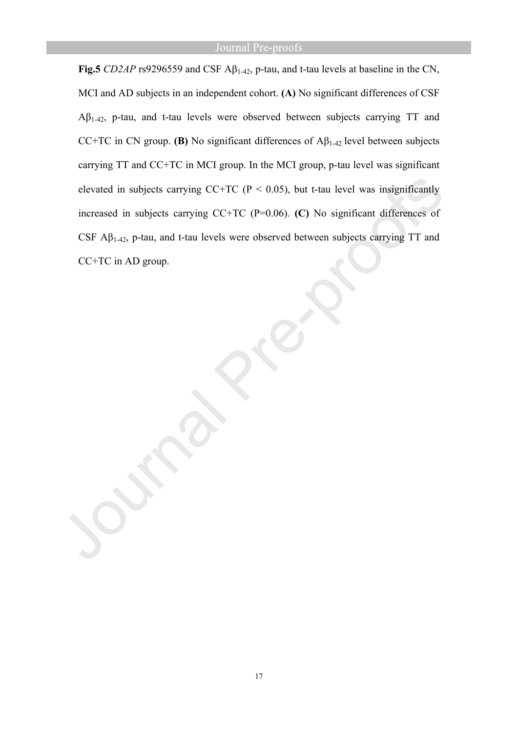**Fig.5** *CD2AP* rs9296559 and CSF $A\beta_{1\text{-}42}$, p-tau, and t-tau levels at baseline in the CN, MCI and AD subjects in an independent cohort. **(A)** No significant differences of CSF $A\beta_{1\text{-}42}$, p-tau, and t-tau levels were observed between subjects carrying TT and CC+TC in CN group. **(B)** No significant differences of $A\beta_{1\text{-}42}$ level between subjects carrying TT and CC+TC in MCI group. In the MCI group, p-tau level was significant elevated in subjects carrying CC+TC ($P < 0.05$), but t-tau level was insignificantly increased in subjects carrying CC+TC ($P=0.06$). **(C)** No significant differences of CSF $A\beta_{1\text{-}42}$, p-tau, and t-tau levels were observed between subjects carrying TT and CC+TC in AD group.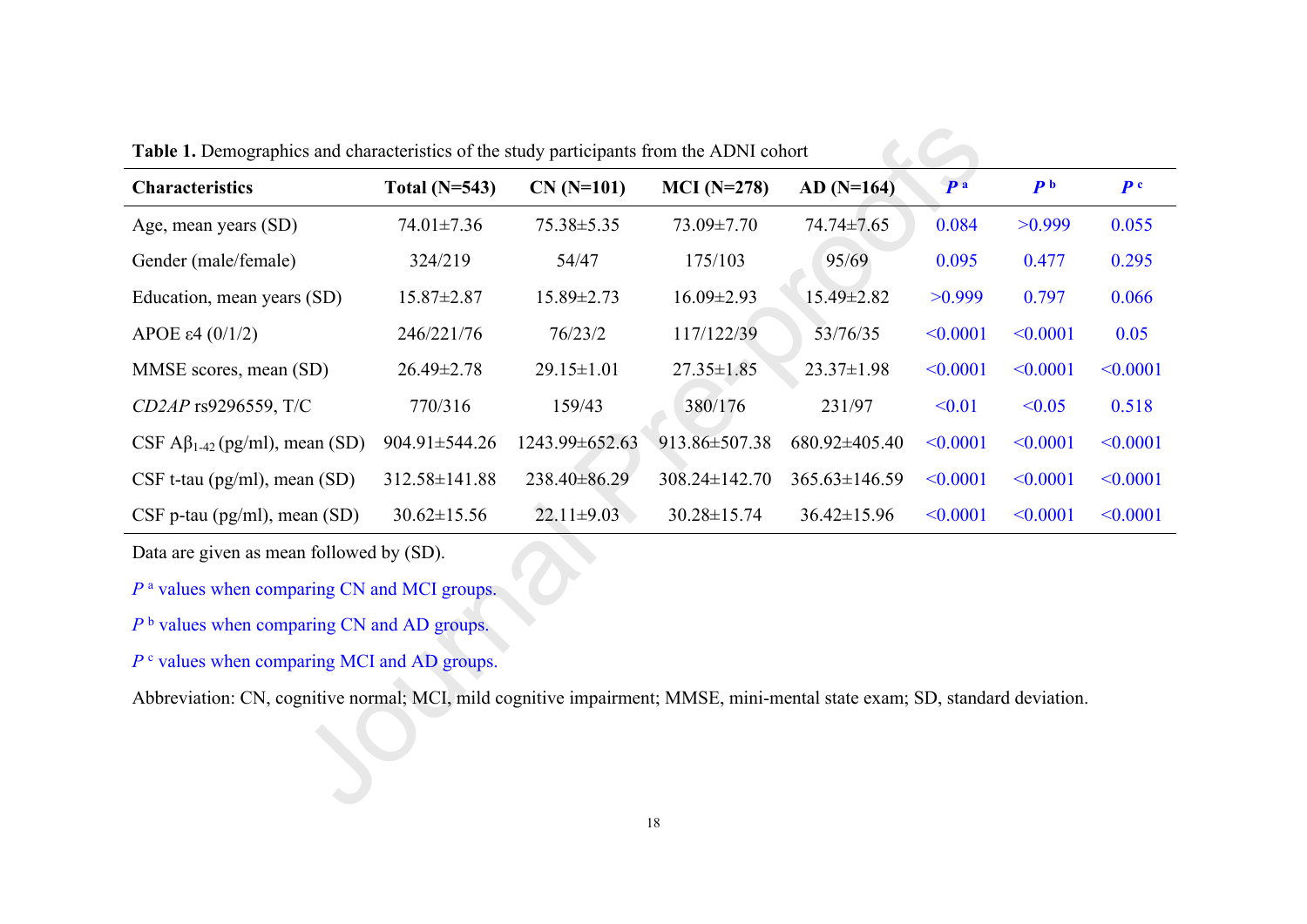**Table 1.** Demographics and characteristics of the study participants from the ADNI cohort

| Characteristics | Total (N=543) | CN (N=101) | MCI (N=278) | AD (N=164) | ***P*** [a] | ***P*** [b] | ***P*** [c] |
|---|---|---|---|---|---|---|---|
| Age, mean years (SD) | 74.01±7.36 | 75.38±5.35 | 73.09±7.70 | 74.74±7.65 | 0.084 | >0.999 | 0.055 |
| Gender (male/female) | 324/219 | 54/47 | 175/103 | 95/69 | 0.095 | 0.477 | 0.295 |
| Education, mean years (SD) | 15.87±2.87 | 15.89±2.73 | 16.09±2.93 | 15.49±2.82 | >0.999 | 0.797 | 0.066 |
| APOE ε4 (0/1/2) | 246/221/76 | 76/23/2 | 117/122/39 | 53/76/35 | <0.0001 | <0.0001 | 0.05 |
| MMSE scores, mean (SD) | 26.49±2.78 | 29.15±1.01 | 27.35±1.85 | 23.37±1.98 | <0.0001 | <0.0001 | <0.0001 |
| *CD2AP* rs9296559, T/C | 770/316 | 159/43 | 380/176 | 231/97 | <0.01 | <0.05 | 0.518 |
| CSF $A\beta_{1-42}$ (pg/ml), mean (SD) | 904.91±544.26 | 1243.99±652.63 | 913.86±507.38 | 680.92±405.40 | <0.0001 | <0.0001 | <0.0001 |
| CSF t-tau (pg/ml), mean (SD) | 312.58±141.88 | 238.40±86.29 | 308.24±142.70 | 365.63±146.59 | <0.0001 | <0.0001 | <0.0001 |
| CSF p-tau (pg/ml), mean (SD) | 30.62±15.56 | 22.11±9.03 | 30.28±15.74 | 36.42±15.96 | <0.0001 | <0.0001 | <0.0001 |

Data are given as mean followed by (SD).

*P* [a] values when comparing CN and MCI groups.

*P* [b] values when comparing CN and AD groups.

*P* [c] values when comparing MCI and AD groups.

Abbreviation: CN, cognitive normal; MCI, mild cognitive impairment; MMSE, mini-mental state exam; SD, standard deviation.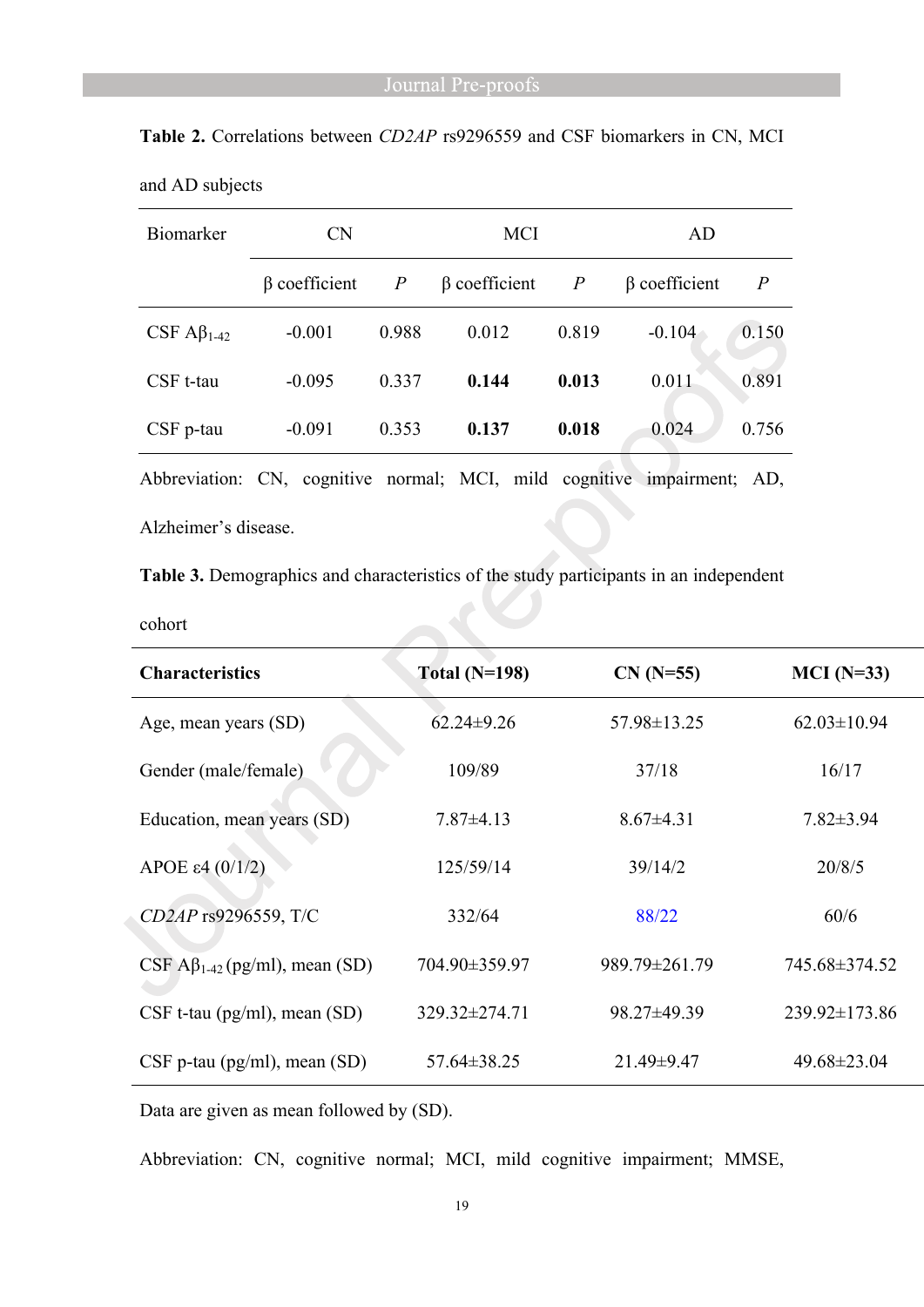**Table 2.** Correlations between *CD2AP* rs9296559 and CSF biomarkers in CN, MCI and AD subjects

| Biomarker | CN | | MCI | | AD | |
|---|---|---|---|---|---|---|
| | β coefficient | *P* | β coefficient | *P* | β coefficient | *P* |
| CSF $A\beta_{1-42}$ | -0.001 | 0.988 | 0.012 | 0.819 | -0.104 | 0.150 |
| CSF t-tau | -0.095 | 0.337 | **0.144** | **0.013** | 0.011 | 0.891 |
| CSF p-tau | -0.091 | 0.353 | **0.137** | **0.018** | 0.024 | 0.756 |

Abbreviation: CN, cognitive normal; MCI, mild cognitive impairment; AD, Alzheimer's disease.

**Table 3.** Demographics and characteristics of the study participants in an independent cohort

| **Characteristics** | **Total (N=198)** | **CN (N=55)** | **MCI (N=33)** |
|---|---|---|---|
| Age, mean years (SD) | 62.24±9.26 | 57.98±13.25 | 62.03±10.94 |
| Gender (male/female) | 109/89 | 37/18 | 16/17 |
| Education, mean years (SD) | 7.87±4.13 | 8.67±4.31 | 7.82±3.94 |
| APOE ε4 (0/1/2) | 125/59/14 | 39/14/2 | 20/8/5 |
| *CD2AP* rs9296559, T/C | 332/64 | 88/22 | 60/6 |
| CSF $A\beta_{1-42}$ (pg/ml), mean (SD) | 704.90±359.97 | 989.79±261.79 | 745.68±374.52 |
| CSF t-tau (pg/ml), mean (SD) | 329.32±274.71 | 98.27±49.39 | 239.92±173.86 |
| CSF p-tau (pg/ml), mean (SD) | 57.64±38.25 | 21.49±9.47 | 49.68±23.04 |

Data are given as mean followed by (SD).

Abbreviation: CN, cognitive normal; MCI, mild cognitive impairment; MMSE,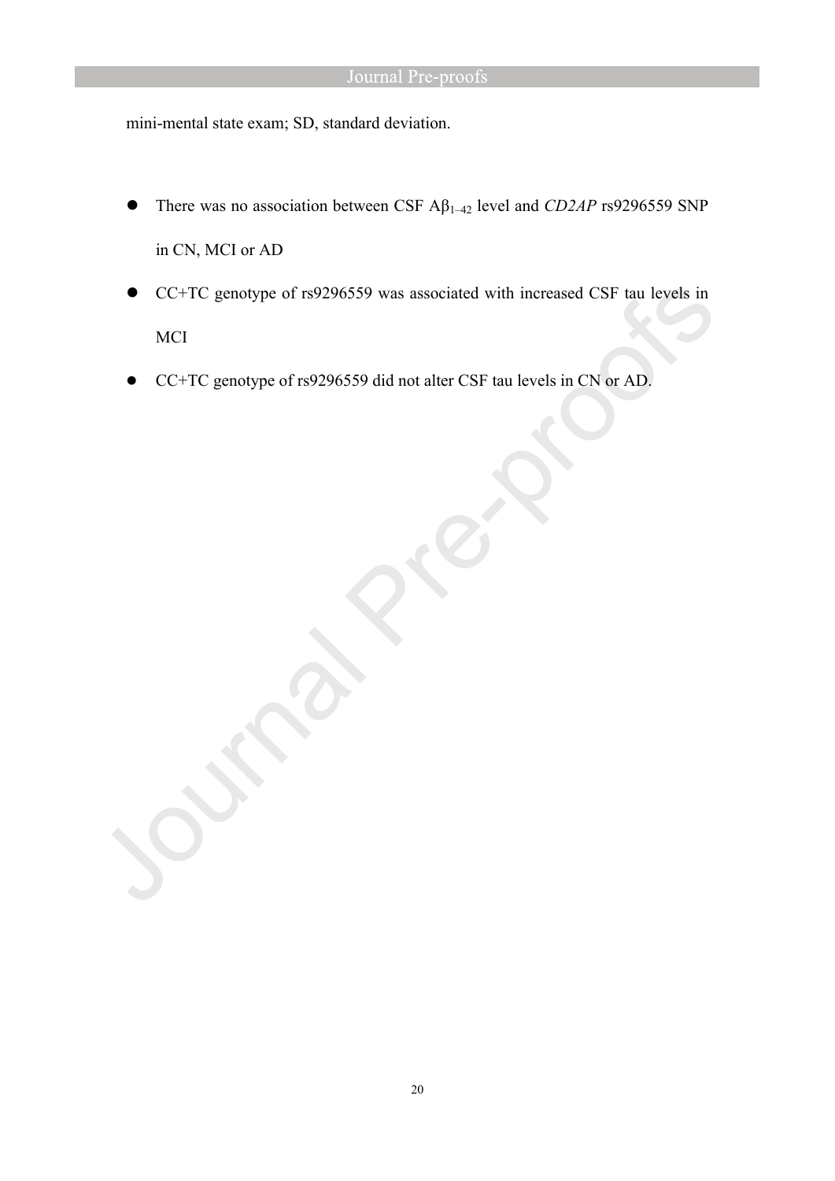mini-mental state exam; SD, standard deviation.

- There was no association between CSF $A\beta_{1-42}$ level and *CD2AP* rs9296559 SNP in CN, MCI or AD
- CC+TC genotype of rs9296559 was associated with increased CSF tau levels in MCI
- CC+TC genotype of rs9296559 did not alter CSF tau levels in CN or AD.